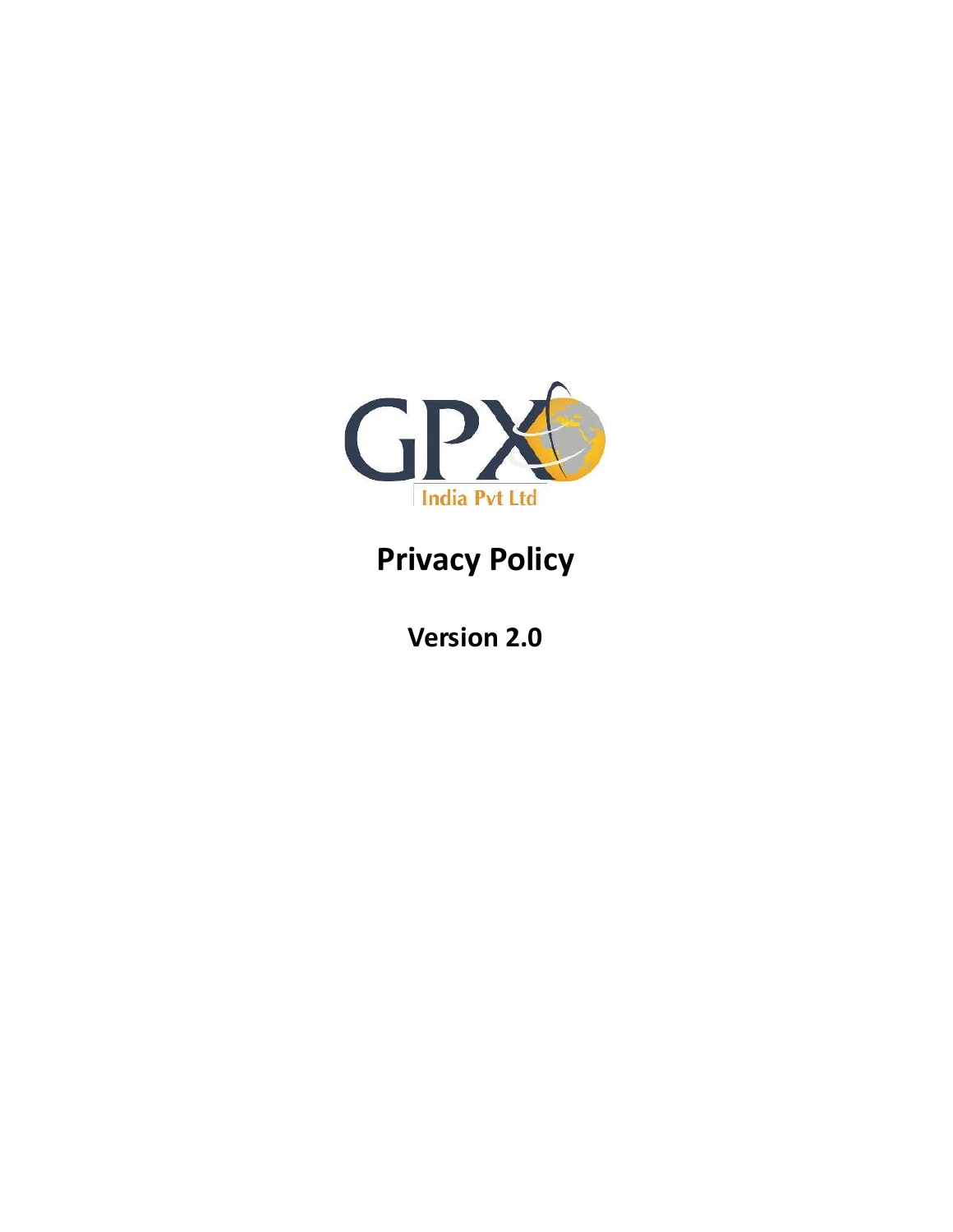GPX India Pvt Ltd

# Privacy Policy

## Version 2.0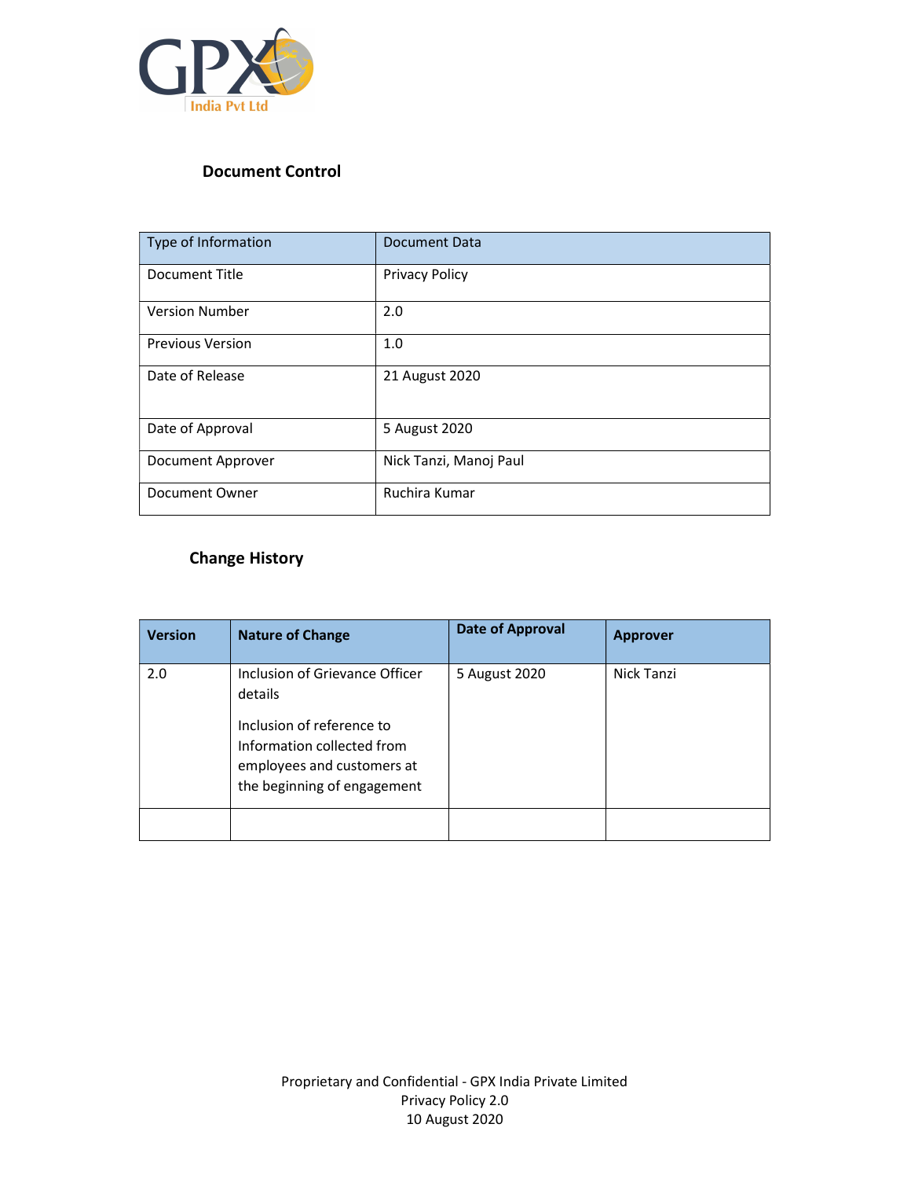## Document Control

| Type of Information | Document Data |
|---|---|
| Document Title | Privacy Policy |
| Version Number | 2.0 |
| Previous Version | 1.0 |
| Date of Release | 21 August 2020 |
| Date of Approval | 5 August 2020 |
| Document Approver | Nick Tanzi, Manoj Paul |
| Document Owner | Ruchira Kumar |

## Change History

| Version | Nature of Change | Date of Approval | Approver |
|---|---|---|---|
| 2.0 | Inclusion of Grievance Officer details<br><br>Inclusion of reference to Information collected from employees and customers at the beginning of engagement | 5 August 2020 | Nick Tanzi |
| | | | |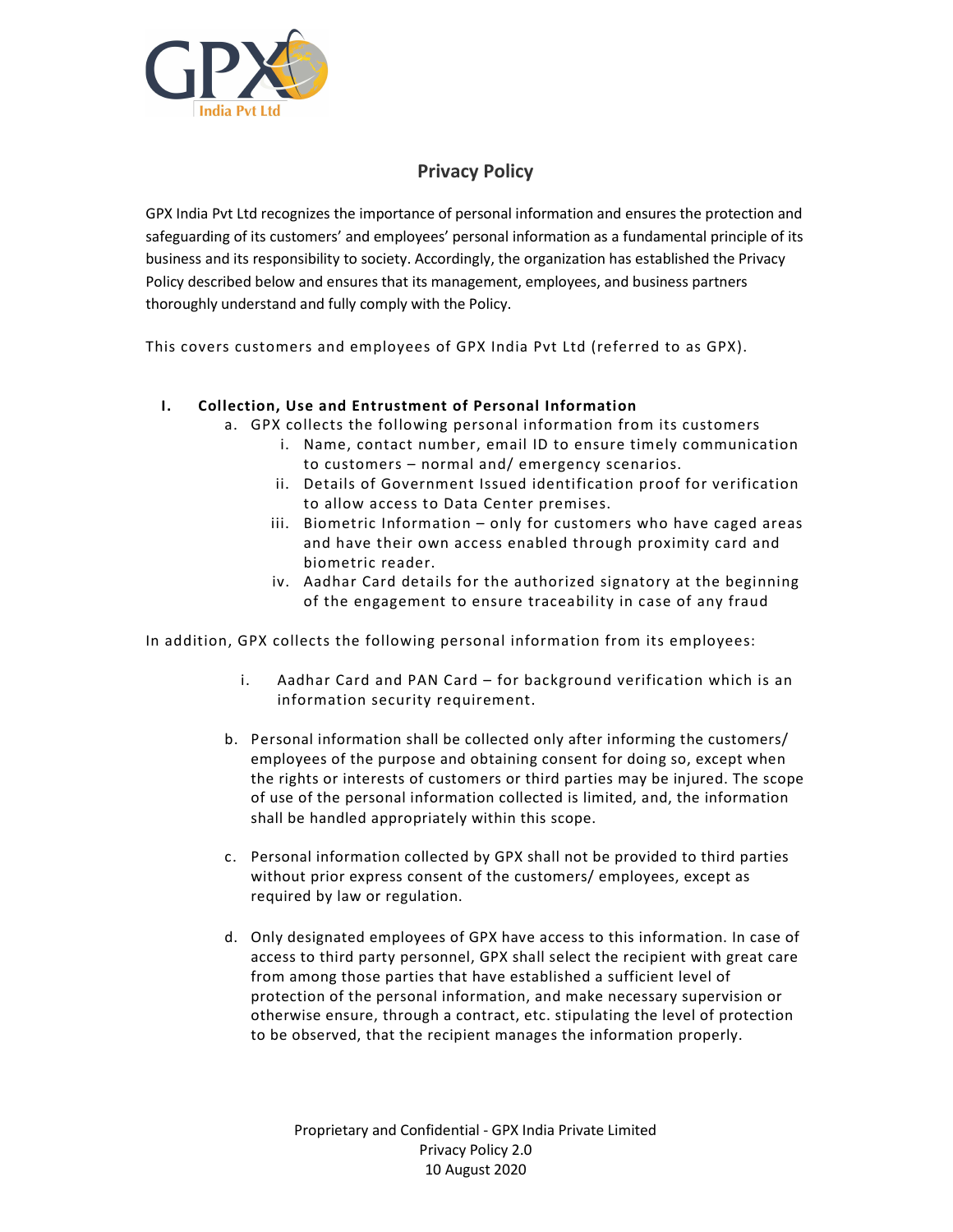## Privacy Policy

GPX India Pvt Ltd recognizes the importance of personal information and ensures the protection and safeguarding of its customers' and employees' personal information as a fundamental principle of its business and its responsibility to society. Accordingly, the organization has established the Privacy Policy described below and ensures that its management, employees, and business partners thoroughly understand and fully comply with the Policy.

This covers customers and employees of GPX India Pvt Ltd (referred to as GPX).

### I. Collection, Use and Entrustment of Personal Information

a. GPX collects the following personal information from its customers
   i. Name, contact number, email ID to ensure timely communication to customers – normal and/ emergency scenarios.
   ii. Details of Government Issued identification proof for verification to allow access to Data Center premises.
   iii. Biometric Information – only for customers who have caged areas and have their own access enabled through proximity card and biometric reader.
   iv. Aadhar Card details for the authorized signatory at the beginning of the engagement to ensure traceability in case of any fraud

In addition, GPX collects the following personal information from its employees:

   i. Aadhar Card and PAN Card – for background verification which is an information security requirement.

b. Personal information shall be collected only after informing the customers/ employees of the purpose and obtaining consent for doing so, except when the rights or interests of customers or third parties may be injured. The scope of use of the personal information collected is limited, and, the information shall be handled appropriately within this scope.

c. Personal information collected by GPX shall not be provided to third parties without prior express consent of the customers/ employees, except as required by law or regulation.

d. Only designated employees of GPX have access to this information. In case of access to third party personnel, GPX shall select the recipient with great care from among those parties that have established a sufficient level of protection of the personal information, and make necessary supervision or otherwise ensure, through a contract, etc. stipulating the level of protection to be observed, that the recipient manages the information properly.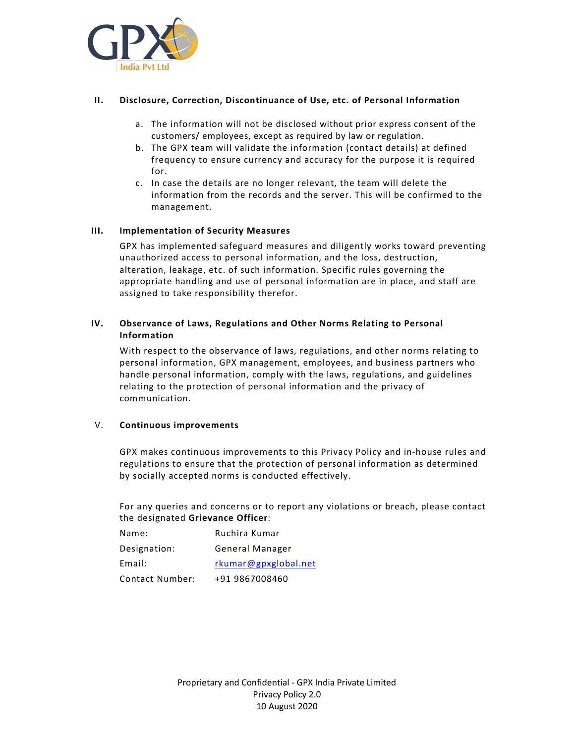## II. Disclosure, Correction, Discontinuance of Use, etc. of Personal Information

a. The information will not be disclosed without prior express consent of the customers/ employees, except as required by law or regulation.
b. The GPX team will validate the information (contact details) at defined frequency to ensure currency and accuracy for the purpose it is required for.
c. In case the details are no longer relevant, the team will delete the information from the records and the server. This will be confirmed to the management.

## III. Implementation of Security Measures

GPX has implemented safeguard measures and diligently works toward preventing unauthorized access to personal information, and the loss, destruction, alteration, leakage, etc. of such information. Specific rules governing the appropriate handling and use of personal information are in place, and staff are assigned to take responsibility therefor.

## IV. Observance of Laws, Regulations and Other Norms Relating to Personal Information

With respect to the observance of laws, regulations, and other norms relating to personal information, GPX management, employees, and business partners who handle personal information, comply with the laws, regulations, and guidelines relating to the protection of personal information and the privacy of communication.

## V. Continuous improvements

GPX makes continuous improvements to this Privacy Policy and in-house rules and regulations to ensure that the protection of personal information as determined by socially accepted norms is conducted effectively.

For any queries and concerns or to report any violations or breach, please contact the designated **Grievance Officer**:

| | |
|---|---|
| Name: | Ruchira Kumar |
| Designation: | General Manager |
| Email: | rkumar@gpxglobal.net |
| Contact Number: | +91 9867008460 |